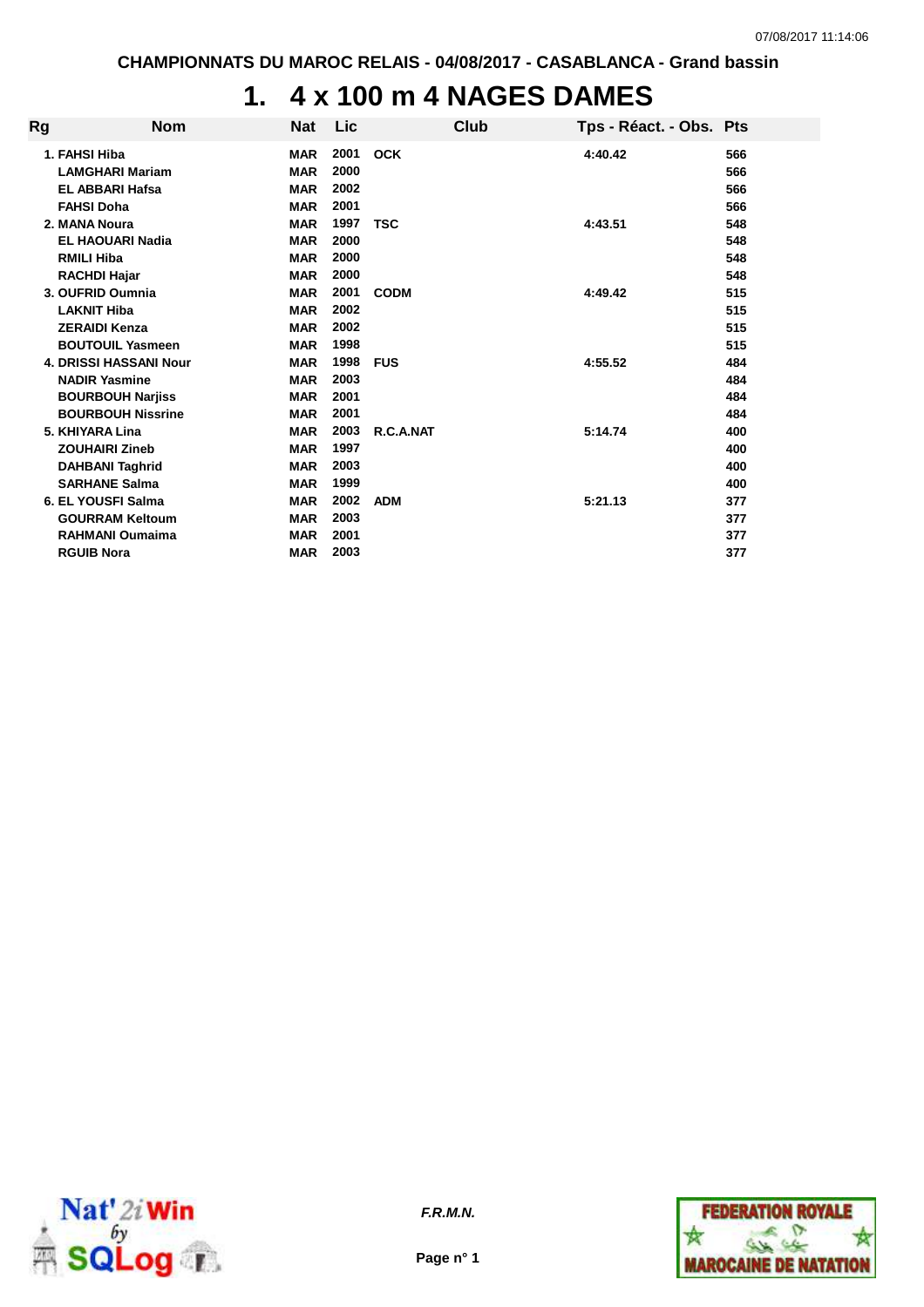CHAMPIONNATS DU MAROC RELAIS - 04/08/2017 - CASABLANCA - Grand bassin

# 1. 4 x 100 m 4 NAGES DAMES

| Rg | Nom | Nat | Lic | Club | Tps - Réact. - Obs. | Pts |
|---|---|---|---|---|---|---|
| 1. | FAHSI Hiba | MAR | 2001 | OCK | 4:40.42 | 566 |
| | LAMGHARI Mariam | MAR | 2000 | | | 566 |
| | EL ABBARI Hafsa | MAR | 2002 | | | 566 |
| | FAHSI Doha | MAR | 2001 | | | 566 |
| 2. | MANA Noura | MAR | 1997 | TSC | 4:43.51 | 548 |
| | EL HAOUARI Nadia | MAR | 2000 | | | 548 |
| | RMILI Hiba | MAR | 2000 | | | 548 |
| | RACHDI Hajar | MAR | 2000 | | | 548 |
| 3. | OUFRID Oumnia | MAR | 2001 | CODM | 4:49.42 | 515 |
| | LAKNIT Hiba | MAR | 2002 | | | 515 |
| | ZERAIDI Kenza | MAR | 2002 | | | 515 |
| | BOUTOUIL Yasmeen | MAR | 1998 | | | 515 |
| 4. | DRISSI HASSANI Nour | MAR | 1998 | FUS | 4:55.52 | 484 |
| | NADIR Yasmine | MAR | 2003 | | | 484 |
| | BOURBOUH Narjiss | MAR | 2001 | | | 484 |
| | BOURBOUH Nissrine | MAR | 2001 | | | 484 |
| 5. | KHIYARA Lina | MAR | 2003 | R.C.A.NAT | 5:14.74 | 400 |
| | ZOUHAIRI Zineb | MAR | 1997 | | | 400 |
| | DAHBANI Taghrid | MAR | 2003 | | | 400 |
| | SARHANE Salma | MAR | 1999 | | | 400 |
| 6. | EL YOUSFI Salma | MAR | 2002 | ADM | 5:21.13 | 377 |
| | GOURRAM Keltoum | MAR | 2003 | | | 377 |
| | RAHMANI Oumaima | MAR | 2001 | | | 377 |
| | RGUIB Nora | MAR | 2003 | | | 377 |

*F.R.M.N.*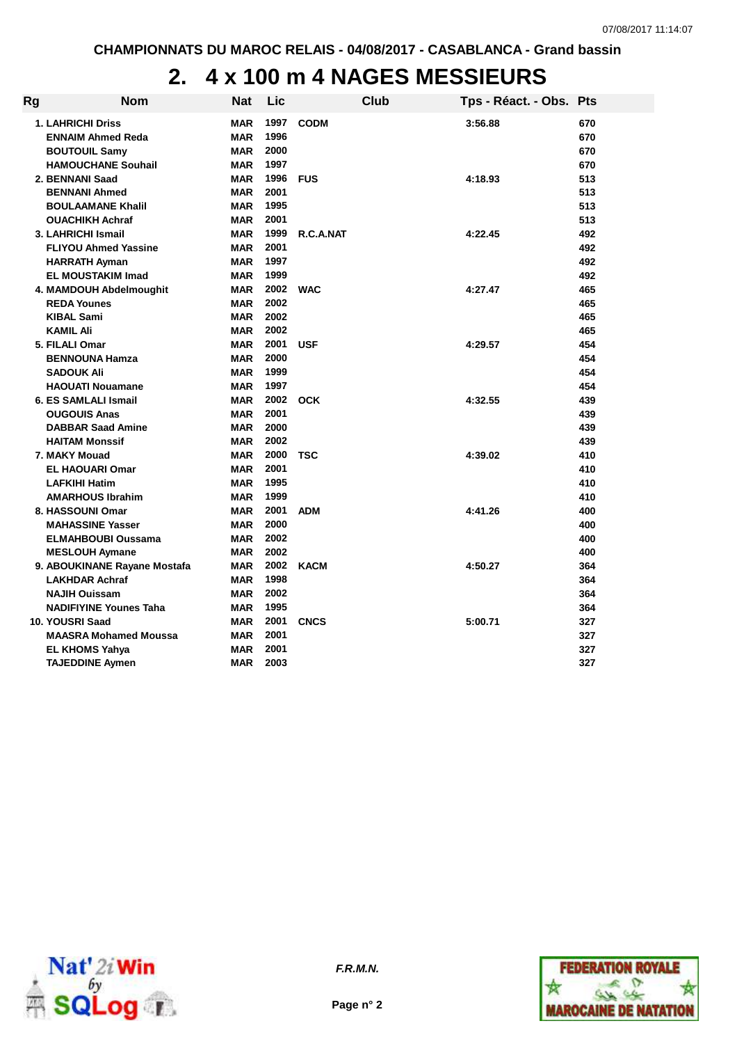CHAMPIONNATS DU MAROC RELAIS - 04/08/2017 - CASABLANCA - Grand bassin

# 2. 4 x 100 m 4 NAGES MESSIEURS

| Rg | Nom | Nat | Lic | Club | Tps - Réact. - Obs. | Pts |
|---|---|---|---|---|---|---|
| 1. | LAHRICHI Driss | MAR | 1997 | CODM | 3:56.88 | 670 |
| | ENNAIM Ahmed Reda | MAR | 1996 | | | 670 |
| | BOUTOUIL Samy | MAR | 2000 | | | 670 |
| | HAMOUCHANE Souhail | MAR | 1997 | | | 670 |
| 2. | BENNANI Saad | MAR | 1996 | FUS | 4:18.93 | 513 |
| | BENNANI Ahmed | MAR | 2001 | | | 513 |
| | BOULAAMANE Khalil | MAR | 1995 | | | 513 |
| | OUACHIKH Achraf | MAR | 2001 | | | 513 |
| 3. | LAHRICHI Ismail | MAR | 1999 | R.C.A.NAT | 4:22.45 | 492 |
| | FLIYOU Ahmed Yassine | MAR | 2001 | | | 492 |
| | HARRATH Ayman | MAR | 1997 | | | 492 |
| | EL MOUSTAKIM Imad | MAR | 1999 | | | 492 |
| 4. | MAMDOUH Abdelmoughit | MAR | 2002 | WAC | 4:27.47 | 465 |
| | REDA Younes | MAR | 2002 | | | 465 |
| | KIBAL Sami | MAR | 2002 | | | 465 |
| | KAMIL Ali | MAR | 2002 | | | 465 |
| 5. | FILALI Omar | MAR | 2001 | USF | 4:29.57 | 454 |
| | BENNOUNA Hamza | MAR | 2000 | | | 454 |
| | SADOUK Ali | MAR | 1999 | | | 454 |
| | HAOUATI Nouamane | MAR | 1997 | | | 454 |
| 6. | ES SAMLALI Ismail | MAR | 2002 | OCK | 4:32.55 | 439 |
| | OUGOUIS Anas | MAR | 2001 | | | 439 |
| | DABBAR Saad Amine | MAR | 2000 | | | 439 |
| | HAITAM Monssif | MAR | 2002 | | | 439 |
| 7. | MAKY Mouad | MAR | 2000 | TSC | 4:39.02 | 410 |
| | EL HAOUARI Omar | MAR | 2001 | | | 410 |
| | LAFKIHI Hatim | MAR | 1995 | | | 410 |
| | AMARHOUS Ibrahim | MAR | 1999 | | | 410 |
| 8. | HASSOUNI Omar | MAR | 2001 | ADM | 4:41.26 | 400 |
| | MAHASSINE Yasser | MAR | 2000 | | | 400 |
| | ELMAHBOUBI Oussama | MAR | 2002 | | | 400 |
| | MESLOUH Aymane | MAR | 2002 | | | 400 |
| 9. | ABOUKINANE Rayane Mostafa | MAR | 2002 | KACM | 4:50.27 | 364 |
| | LAKHDAR Achraf | MAR | 1998 | | | 364 |
| | NAJIH Ouissam | MAR | 2002 | | | 364 |
| | NADIFIYINE Younes Taha | MAR | 1995 | | | 364 |
| 10. | YOUSRI Saad | MAR | 2001 | CNCS | 5:00.71 | 327 |
| | MAASRA Mohamed Moussa | MAR | 2001 | | | 327 |
| | EL KHOMS Yahya | MAR | 2001 | | | 327 |
| | TAJEDDINE Aymen | MAR | 2003 | | | 327 |

*F.R.M.N.*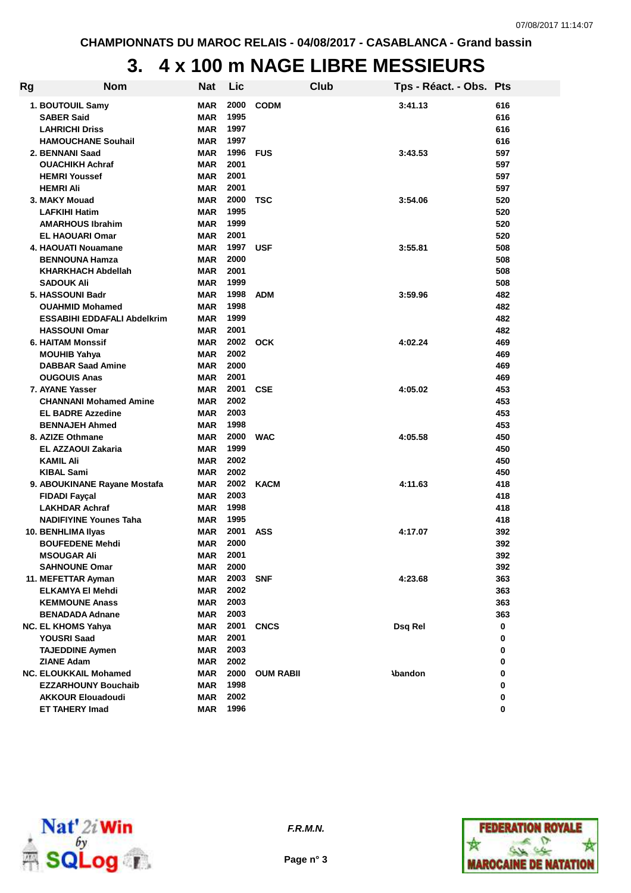CHAMPIONNATS DU MAROC RELAIS - 04/08/2017 - CASABLANCA - Grand bassin

# 3. 4 x 100 m NAGE LIBRE MESSIEURS

| Rg | Nom | Nat | Lic | Club | Tps - Réact. - Obs. | Pts |
|---|---|---|---|---|---|---|
| 1. | BOUTOUIL Samy | MAR | 2000 | CODM | 3:41.13 | 616 |
| | SABER Said | MAR | 1995 | | | 616 |
| | LAHRICHI Driss | MAR | 1997 | | | 616 |
| | HAMOUCHANE Souhail | MAR | 1997 | | | 616 |
| 2. | BENNANI Saad | MAR | 1996 | FUS | 3:43.53 | 597 |
| | OUACHIKH Achraf | MAR | 2001 | | | 597 |
| | HEMRI Youssef | MAR | 2001 | | | 597 |
| | HEMRI Ali | MAR | 2001 | | | 597 |
| 3. | MAKY Mouad | MAR | 2000 | TSC | 3:54.06 | 520 |
| | LAFKIHI Hatim | MAR | 1995 | | | 520 |
| | AMARHOUS Ibrahim | MAR | 1999 | | | 520 |
| | EL HAOUARI Omar | MAR | 2001 | | | 520 |
| 4. | HAOUATI Nouamane | MAR | 1997 | USF | 3:55.81 | 508 |
| | BENNOUNA Hamza | MAR | 2000 | | | 508 |
| | KHARKHACH Abdellah | MAR | 2001 | | | 508 |
| | SADOUK Ali | MAR | 1999 | | | 508 |
| 5. | HASSOUNI Badr | MAR | 1998 | ADM | 3:59.96 | 482 |
| | OUAHMID Mohamed | MAR | 1998 | | | 482 |
| | ESSABIHI EDDAFALI Abdelkrim | MAR | 1999 | | | 482 |
| | HASSOUNI Omar | MAR | 2001 | | | 482 |
| 6. | HAITAM Monssif | MAR | 2002 | OCK | 4:02.24 | 469 |
| | MOUHIB Yahya | MAR | 2002 | | | 469 |
| | DABBAR Saad Amine | MAR | 2000 | | | 469 |
| | OUGOUIS Anas | MAR | 2001 | | | 469 |
| 7. | AYANE Yasser | MAR | 2001 | CSE | 4:05.02 | 453 |
| | CHANNANI Mohamed Amine | MAR | 2002 | | | 453 |
| | EL BADRE Azzedine | MAR | 2003 | | | 453 |
| | BENNAJEH Ahmed | MAR | 1998 | | | 453 |
| 8. | AZIZE Othmane | MAR | 2000 | WAC | 4:05.58 | 450 |
| | EL AZZAOUI Zakaria | MAR | 1999 | | | 450 |
| | KAMIL Ali | MAR | 2002 | | | 450 |
| | KIBAL Sami | MAR | 2002 | | | 450 |
| 9. | ABOUKINANE Rayane Mostafa | MAR | 2002 | KACM | 4:11.63 | 418 |
| | FIDADI Fayçal | MAR | 2003 | | | 418 |
| | LAKHDAR Achraf | MAR | 1998 | | | 418 |
| | NADIFIYINE Younes Taha | MAR | 1995 | | | 418 |
| 10. | BENHLIMA Ilyas | MAR | 2001 | ASS | 4:17.07 | 392 |
| | BOUFEDENE Mehdi | MAR | 2000 | | | 392 |
| | MSOUGAR Ali | MAR | 2001 | | | 392 |
| | SAHNOUNE Omar | MAR | 2000 | | | 392 |
| 11. | MEFETTAR Ayman | MAR | 2003 | SNF | 4:23.68 | 363 |
| | ELKAMYA El Mehdi | MAR | 2002 | | | 363 |
| | KEMMOUNE Anass | MAR | 2003 | | | 363 |
| | BENADADA Adnane | MAR | 2003 | | | 363 |
| NC. | EL KHOMS Yahya | MAR | 2001 | CNCS | Dsq Rel | 0 |
| | YOUSRI Saad | MAR | 2001 | | | 0 |
| | TAJEDDINE Aymen | MAR | 2003 | | | 0 |
| | ZIANE Adam | MAR | 2002 | | | 0 |
| NC. | ELOUKKAIL Mohamed | MAR | 2000 | OUM RABII | Abandon | 0 |
| | EZZARHOUNY Bouchaib | MAR | 1998 | | | 0 |
| | AKKOUR Elouadoudi | MAR | 2002 | | | 0 |
| | ET TAHERY Imad | MAR | 1996 | | | 0 |

*F.R.M.N.*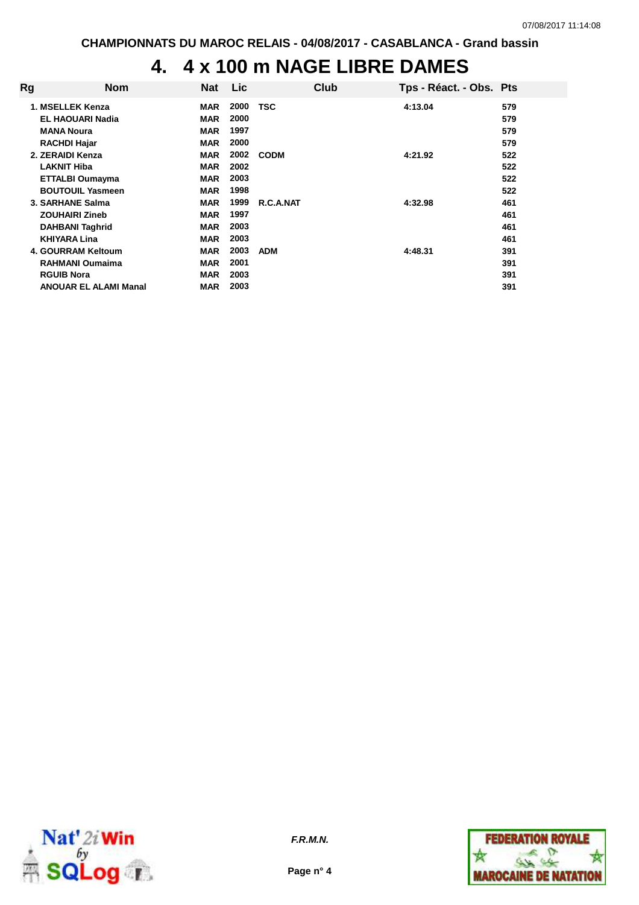CHAMPIONNATS DU MAROC RELAIS - 04/08/2017 - CASABLANCA - Grand bassin

# 4. 4 x 100 m NAGE LIBRE DAMES

| Rg | Nom | Nat | Lic | Club | Tps - Réact. - Obs. | Pts |
|---|---|---|---|---|---|---|
| 1. | MSELLEK Kenza | MAR | 2000 | TSC | 4:13.04 | 579 |
| | EL HAOUARI Nadia | MAR | 2000 | | | 579 |
| | MANA Noura | MAR | 1997 | | | 579 |
| | RACHDI Hajar | MAR | 2000 | | | 579 |
| 2. | ZERAIDI Kenza | MAR | 2002 | CODM | 4:21.92 | 522 |
| | LAKNIT Hiba | MAR | 2002 | | | 522 |
| | ETTALBI Oumayma | MAR | 2003 | | | 522 |
| | BOUTOUIL Yasmeen | MAR | 1998 | | | 522 |
| 3. | SARHANE Salma | MAR | 1999 | R.C.A.NAT | 4:32.98 | 461 |
| | ZOUHAIRI Zineb | MAR | 1997 | | | 461 |
| | DAHBANI Taghrid | MAR | 2003 | | | 461 |
| | KHIYARA Lina | MAR | 2003 | | | 461 |
| 4. | GOURRAM Keltoum | MAR | 2003 | ADM | 4:48.31 | 391 |
| | RAHMANI Oumaima | MAR | 2001 | | | 391 |
| | RGUIB Nora | MAR | 2003 | | | 391 |
| | ANOUAR EL ALAMI Manal | MAR | 2003 | | | 391 |

*F.R.M.N.*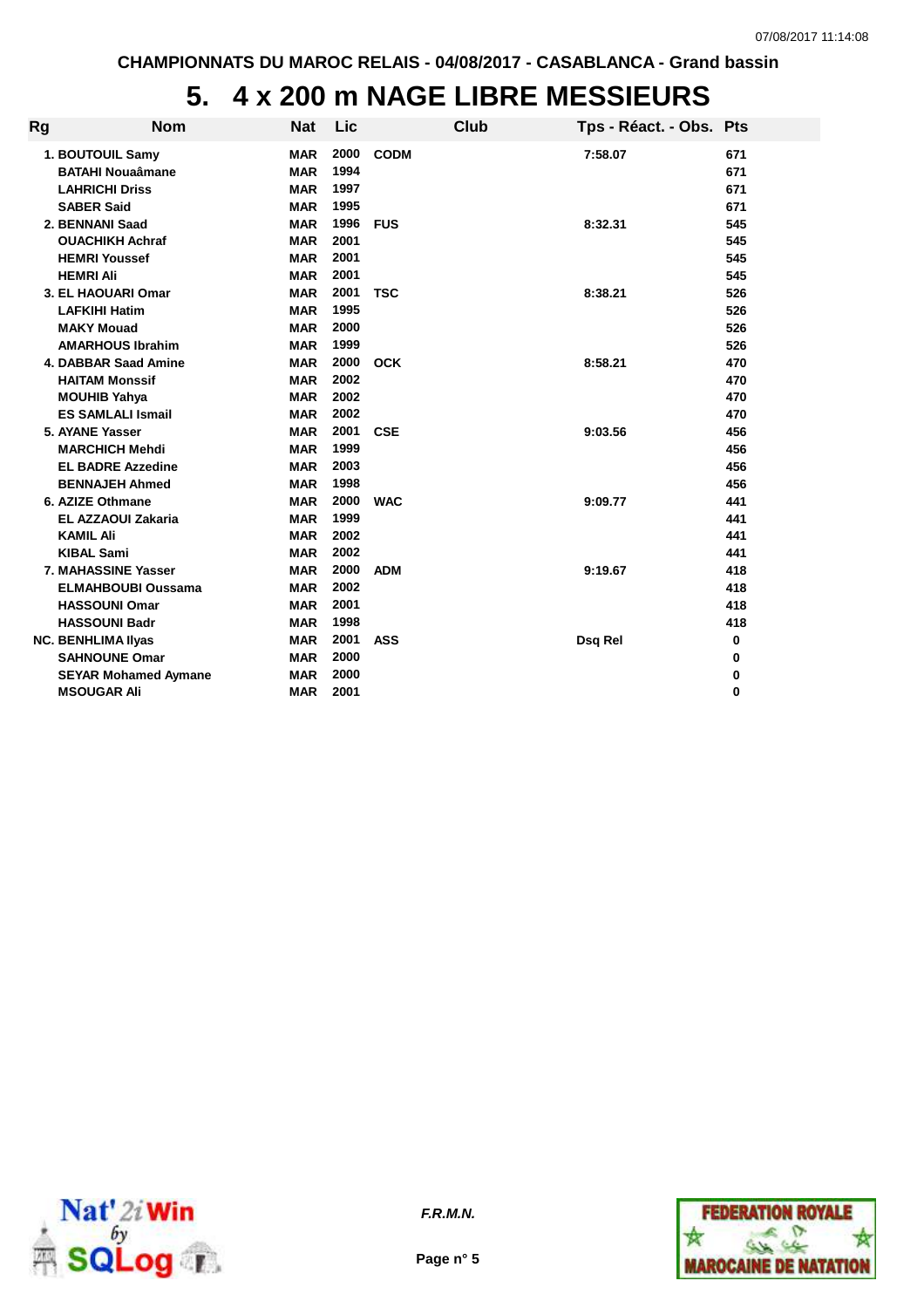CHAMPIONNATS DU MAROC RELAIS - 04/08/2017 - CASABLANCA - Grand bassin

# 5. 4 x 200 m NAGE LIBRE MESSIEURS

| Rg | Nom | Nat | Lic | Club | Tps - Réact. - Obs. | Pts |
|---|---|---|---|---|---|---|
| 1. | BOUTOUIL Samy | MAR | 2000 | CODM | 7:58.07 | 671 |
| | BATAHI Nouaâmane | MAR | 1994 | | | 671 |
| | LAHRICHI Driss | MAR | 1997 | | | 671 |
| | SABER Said | MAR | 1995 | | | 671 |
| 2. | BENNANI Saad | MAR | 1996 | FUS | 8:32.31 | 545 |
| | OUACHIKH Achraf | MAR | 2001 | | | 545 |
| | HEMRI Youssef | MAR | 2001 | | | 545 |
| | HEMRI Ali | MAR | 2001 | | | 545 |
| 3. | EL HAOUARI Omar | MAR | 2001 | TSC | 8:38.21 | 526 |
| | LAFKIHI Hatim | MAR | 1995 | | | 526 |
| | MAKY Mouad | MAR | 2000 | | | 526 |
| | AMARHOUS Ibrahim | MAR | 1999 | | | 526 |
| 4. | DABBAR Saad Amine | MAR | 2000 | OCK | 8:58.21 | 470 |
| | HAITAM Monssif | MAR | 2002 | | | 470 |
| | MOUHIB Yahya | MAR | 2002 | | | 470 |
| | ES SAMLALI Ismail | MAR | 2002 | | | 470 |
| 5. | AYANE Yasser | MAR | 2001 | CSE | 9:03.56 | 456 |
| | MARCHICH Mehdi | MAR | 1999 | | | 456 |
| | EL BADRE Azzedine | MAR | 2003 | | | 456 |
| | BENNAJEH Ahmed | MAR | 1998 | | | 456 |
| 6. | AZIZE Othmane | MAR | 2000 | WAC | 9:09.77 | 441 |
| | EL AZZAOUI Zakaria | MAR | 1999 | | | 441 |
| | KAMIL Ali | MAR | 2002 | | | 441 |
| | KIBAL Sami | MAR | 2002 | | | 441 |
| 7. | MAHASSINE Yasser | MAR | 2000 | ADM | 9:19.67 | 418 |
| | ELMAHBOUBI Oussama | MAR | 2002 | | | 418 |
| | HASSOUNI Omar | MAR | 2001 | | | 418 |
| | HASSOUNI Badr | MAR | 1998 | | | 418 |
| NC. | BENHLIMA Ilyas | MAR | 2001 | ASS | Dsq Rel | 0 |
| | SAHNOUNE Omar | MAR | 2000 | | | 0 |
| | SEYAR Mohamed Aymane | MAR | 2000 | | | 0 |
| | MSOUGAR Ali | MAR | 2001 | | | 0 |

*F.R.M.N.*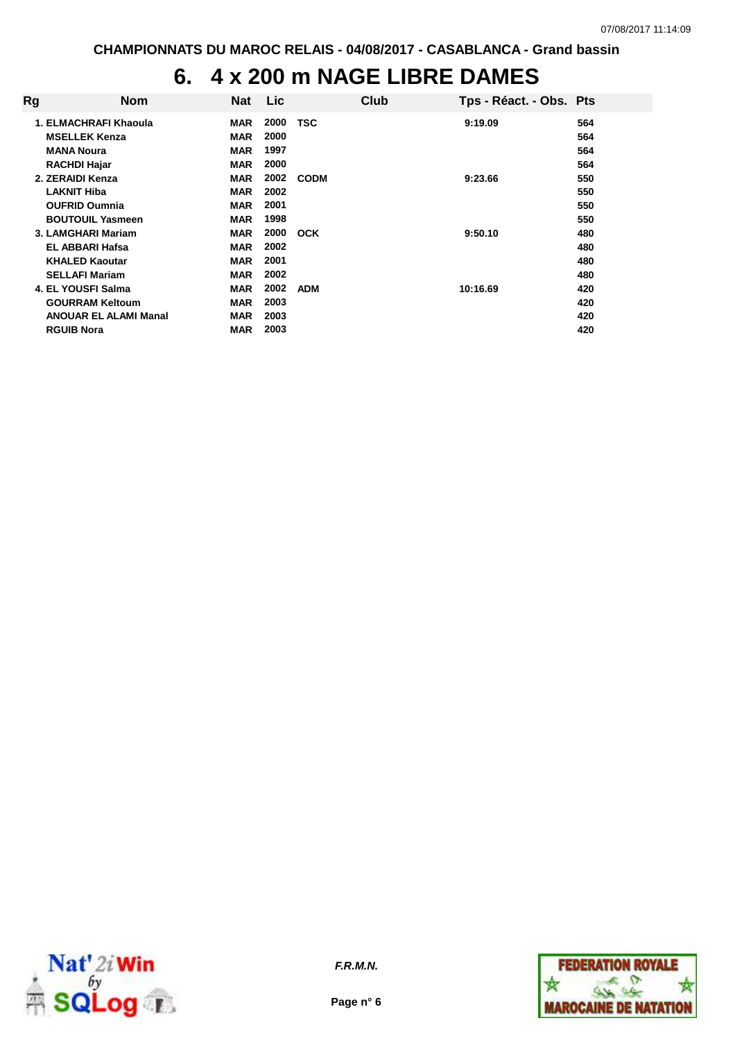# 6. 4 x 200 m NAGE LIBRE DAMES

| Rg | Nom | Nat | Lic | Club | Tps - Réact. - Obs. | Pts |
|---|---|---|---|---|---|---|
| 1. | ELMACHRAFI Khaoula | MAR | 2000 | TSC | 9:19.09 | 564 |
| | MSELLEK Kenza | MAR | 2000 | | | 564 |
| | MANA Noura | MAR | 1997 | | | 564 |
| | RACHDI Hajar | MAR | 2000 | | | 564 |
| 2. | ZERAIDI Kenza | MAR | 2002 | CODM | 9:23.66 | 550 |
| | LAKNIT Hiba | MAR | 2002 | | | 550 |
| | OUFRID Oumnia | MAR | 2001 | | | 550 |
| | BOUTOUIL Yasmeen | MAR | 1998 | | | 550 |
| 3. | LAMGHARI Mariam | MAR | 2000 | OCK | 9:50.10 | 480 |
| | EL ABBARI Hafsa | MAR | 2002 | | | 480 |
| | KHALED Kaoutar | MAR | 2001 | | | 480 |
| | SELLAFI Mariam | MAR | 2002 | | | 480 |
| 4. | EL YOUSFI Salma | MAR | 2002 | ADM | 10:16.69 | 420 |
| | GOURRAM Keltoum | MAR | 2003 | | | 420 |
| | ANOUAR EL ALAMI Manal | MAR | 2003 | | | 420 |
| | RGUIB Nora | MAR | 2003 | | | 420 |